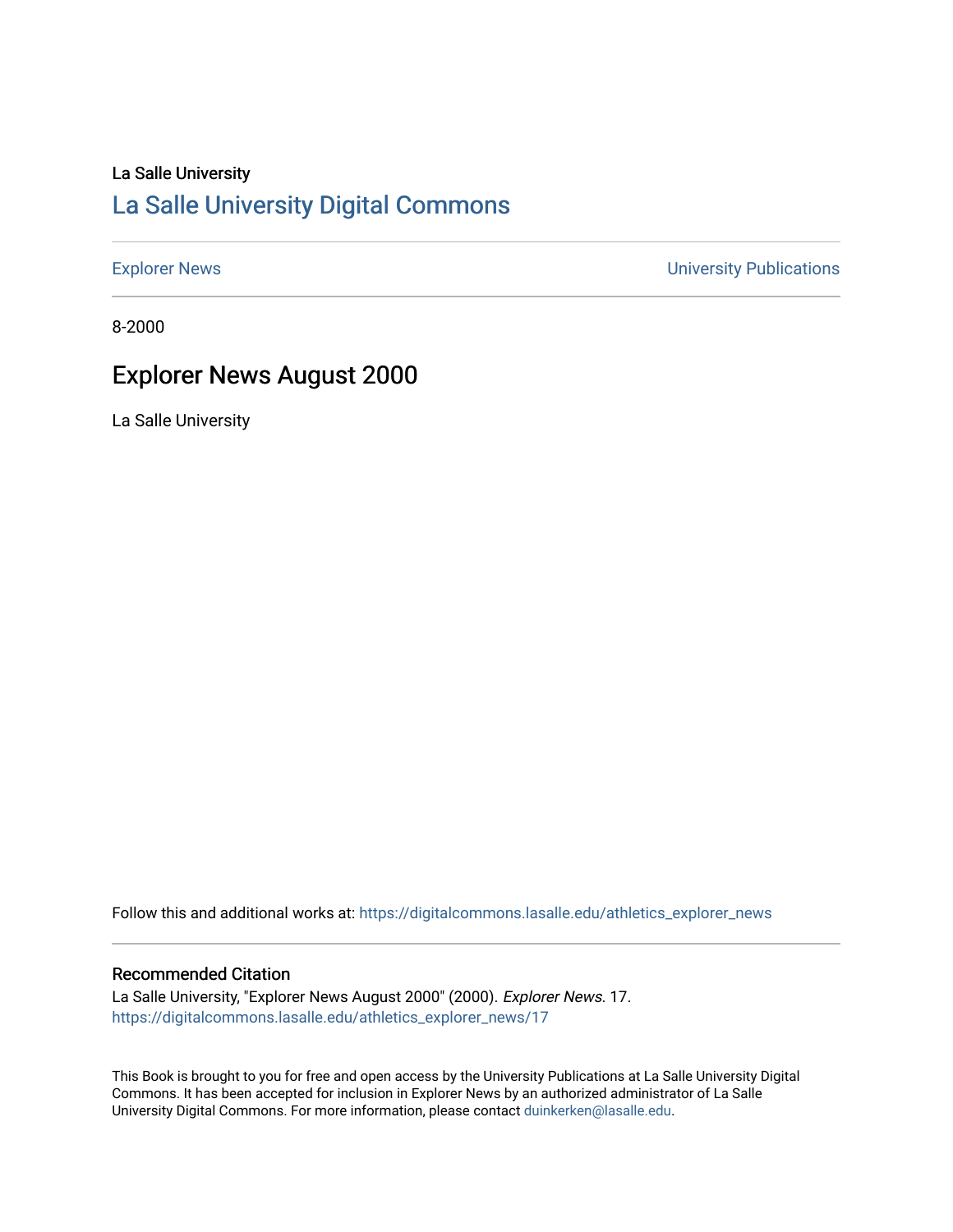La Salle University

# La Salle University Digital Commons

Explorer News | University Publications

8-2000

## Explorer News August 2000

La Salle University

Follow this and additional works at: https://digitalcommons.lasalle.edu/athletics_explorer_news

### Recommended Citation

La Salle University, "Explorer News August 2000" (2000). *Explorer News*. 17.
https://digitalcommons.lasalle.edu/athletics_explorer_news/17

This Book is brought to you for free and open access by the University Publications at La Salle University Digital Commons. It has been accepted for inclusion in Explorer News by an authorized administrator of La Salle University Digital Commons. For more information, please contact duinkerken@lasalle.edu.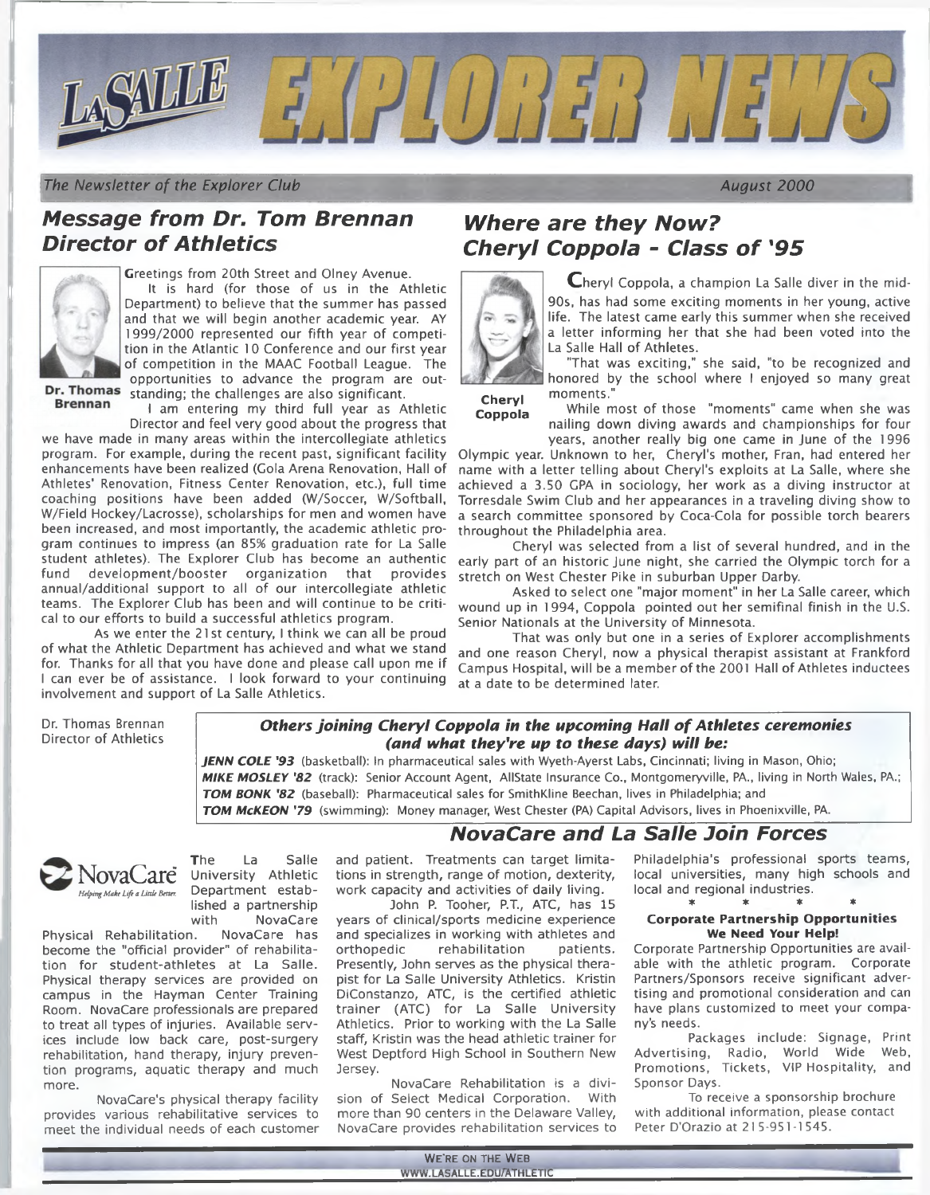# LaSalle EXPLORER NEWS

*The Newsletter of the Explorer Club* — *August 2000*

## Message from Dr. Tom Brennan Director of Athletics

Dr. Thomas Brennan

Greetings from 20th Street and Olney Avenue.

It is hard (for those of us in the Athletic Department) to believe that the summer has passed and that we will begin another academic year. AY 1999/2000 represented our fifth year of competition in the Atlantic 10 Conference and our first year of competition in the MAAC Football League. The opportunities to advance the program are outstanding; the challenges are also significant.

I am entering my third full year as Athletic Director and feel very good about the progress that we have made in many areas within the intercollegiate athletics program. For example, during the recent past, significant facility enhancements have been realized (Gola Arena Renovation, Hall of Athletes' Renovation, Fitness Center Renovation, etc.), full time coaching positions have been added (W/Soccer, W/Softball, W/Field Hockey/Lacrosse), scholarships for men and women have been increased, and most importantly, the academic athletic program continues to impress (an 85% graduation rate for La Salle student athletes). The Explorer Club has become an authentic fund development/booster organization that provides annual/additional support to all of our intercollegiate athletic teams. The Explorer Club has been and will continue to be critical to our efforts to build a successful athletics program.

As we enter the 21st century, I think we can all be proud of what the Athletic Department has achieved and what we stand for. Thanks for all that you have done and please call upon me if I can ever be of assistance. I look forward to your continuing involvement and support of La Salle Athletics.

Dr. Thomas Brennan
Director of Athletics

## Where are they Now? Cheryl Coppola - Class of '95

Cheryl Coppola

Cheryl Coppola, a champion La Salle diver in the mid-90s, has had some exciting moments in her young, active life. The latest came early this summer when she received a letter informing her that she had been voted into the La Salle Hall of Athletes.

"That was exciting," she said, "to be recognized and honored by the school where I enjoyed so many great moments."

While most of those "moments" came when she was nailing down diving awards and championships for four years, another really big one came in June of the 1996 Olympic year. Unknown to her, Cheryl's mother, Fran, had entered her name with a letter telling about Cheryl's exploits at La Salle, where she achieved a 3.50 GPA in sociology, her work as a diving instructor at Torresdale Swim Club and her appearances in a traveling diving show to a search committee sponsored by Coca-Cola for possible torch bearers throughout the Philadelphia area.

Cheryl was selected from a list of several hundred, and in the early part of an historic June night, she carried the Olympic torch for a stretch on West Chester Pike in suburban Upper Darby.

Asked to select one "major moment" in her La Salle career, which wound up in 1994, Coppola pointed out her semifinal finish in the U.S. Senior Nationals at the University of Minnesota.

That was only but one in a series of Explorer accomplishments and one reason Cheryl, now a physical therapist assistant at Frankford Campus Hospital, will be a member of the 2001 Hall of Athletes inductees at a date to be determined later.

### *Others joining Cheryl Coppola in the upcoming Hall of Athletes ceremonies (and what they're up to these days) will be:*

***JENN COLE '93*** (basketball): In pharmaceutical sales with Wyeth-Ayerst Labs, Cincinnati; living in Mason, Ohio;
***MIKE MOSLEY '82*** (track): Senior Account Agent, AllState Insurance Co., Montgomeryville, PA., living in North Wales, PA.;
***TOM BONK '82*** (baseball): Pharmaceutical sales for SmithKline Beechan, lives in Philadelphia; and
***TOM McKEON '79*** (swimming): Money manager, West Chester (PA) Capital Advisors, lives in Phoenixville, PA.

## NovaCare and La Salle Join Forces

NovaCare — *Helping Make Life a Little Better.*

The La Salle University Athletic Department established a partnership with NovaCare Physical Rehabilitation. NovaCare has become the "official provider" of rehabilitation for student-athletes at La Salle. Physical therapy services are provided on campus in the Hayman Center Training Room. NovaCare professionals are prepared to treat all types of injuries. Available services include low back care, post-surgery rehabilitation, hand therapy, injury prevention programs, aquatic therapy and much more.

NovaCare's physical therapy facility provides various rehabilitative services to meet the individual needs of each customer and patient. Treatments can target limitations in strength, range of motion, dexterity, work capacity and activities of daily living.

John P. Tooher, P.T., ATC, has 15 years of clinical/sports medicine experience and specializes in working with athletes and orthopedic rehabilitation patients. Presently, John serves as the physical therapist for La Salle University Athletics. Kristin DiConstanzo, ATC, is the certified athletic trainer (ATC) for La Salle University Athletics. Prior to working with the La Salle staff, Kristin was the head athletic trainer for West Deptford High School in Southern New Jersey.

NovaCare Rehabilitation is a division of Select Medical Corporation. With more than 90 centers in the Delaware Valley, NovaCare provides rehabilitation services to Philadelphia's professional sports teams, local universities, many high schools and local and regional industries.

\* \* \* \*

### Corporate Partnership Opportunities We Need Your Help!

Corporate Partnership Opportunities are available with the athletic program. Corporate Partners/Sponsors receive significant advertising and promotional consideration and can have plans customized to meet your company's needs.

Packages include: Signage, Print Advertising, Radio, World Wide Web, Promotions, Tickets, VIP Hospitality, and Sponsor Days.

To receive a sponsorship brochure with additional information, please contact Peter D'Orazio at 215-951-1545.

WE'RE ON THE WEB
WWW.LASALLE.EDU/ATHLETIC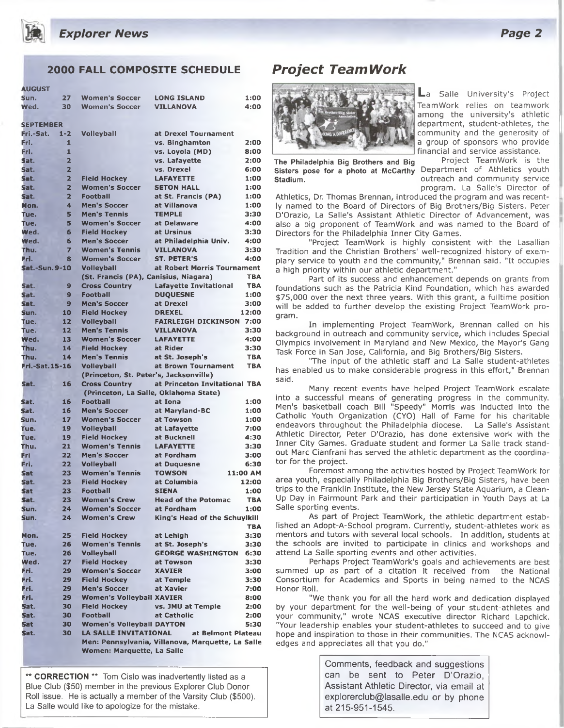## 2000 FALL COMPOSITE SCHEDULE

| | | | | |
|---|---|---|---|---|
| **AUGUST** | | | | |
| Sun. | 27 | Women's Soccer | LONG ISLAND | 1:00 |
| Wed. | 30 | Women's Soccer | VILLANOVA | 4:00 |
| **SEPTEMBER** | | | | |
| Fri.-Sat. | 1-2 | Volleyball | at Drexel Tournament | |
| Fri. | 1 | | vs. Binghamton | 2:00 |
| Fri. | 1 | | vs. Loyola (MD) | 8:00 |
| Sat. | 2 | | vs. Lafayette | 2:00 |
| Sat. | 2 | | vs. Drexel | 6:00 |
| Sat. | 2 | Field Hockey | LAFAYETTE | 1:00 |
| Sat. | 2 | Women's Soccer | SETON HALL | 1:00 |
| Sat. | 2 | Football | at St. Francis (PA) | 1:00 |
| Mon. | 4 | Men's Soccer | at Villanova | 1:00 |
| Tue. | 5 | Men's Tennis | TEMPLE | 3:30 |
| Tue. | 5 | Women's Soccer | at Delaware | 4:00 |
| Wed. | 6 | Field Hockey | at Ursinus | 3:30 |
| Wed. | 6 | Men's Soccer | at Philadelphia Univ. | 4:00 |
| Thu. | 7 | Women's Tennis | VILLANOVA | 3:30 |
| Fri. | 8 | Women's Soccer | ST. PETER'S | 4:00 |
| Sat.-Sun. | 9-10 | Volleyball | at Robert Morris Tournament | |
| | | (St. Francis (PA), Canisius, Niagara) | | TBA |
| Sat. | 9 | Cross Country | Lafayette Invitational | TBA |
| Sat. | 9 | Football | DUQUESNE | 1:00 |
| Sat. | 9 | Men's Soccer | at Drexel | 3:00 |
| Sun. | 10 | Field Hockey | DREXEL | 12:00 |
| Tue. | 12 | Volleyball | FAIRLEIGH DICKINSON | 7:00 |
| Tue. | 12 | Men's Tennis | VILLANOVA | 3:30 |
| Wed. | 13 | Women's Soccer | LAFAYETTE | 4:00 |
| Thu. | 14 | Field Hockey | at Rider | 3:30 |
| Thu. | 14 | Men's Tennis | at St. Joseph's | TBA |
| Fri.-Sat. | 15-16 | Volleyball | at Brown Tournament | TBA |
| | | (Princeton, St. Peter's, Jacksonville) | | |
| Sat. | 16 | Cross Country | at Princeton Invitational | TBA |
| | | (Princeton, La Salle, Oklahoma State) | | |
| Sat. | 16 | Football | at Iona | 1:00 |
| Sat. | 16 | Men's Soccer | at Maryland-BC | 1:00 |
| Sun. | 17 | Women's Soccer | at Towson | 1:00 |
| Tue. | 19 | Volleyball | at Lafayette | 7:00 |
| Tue. | 19 | Field Hockey | at Bucknell | 4:30 |
| Thu. | 21 | Women's Tennis | LAFAYETTE | 3:30 |
| Fri | 22 | Men's Soccer | at Fordham | 3:00 |
| Fri. | 22 | Volleyball | at Duquesne | 6:30 |
| Sat | 23 | Women's Tennis | TOWSON | 11:00 AM |
| Sat. | 23 | Field Hockey | at Columbia | 12:00 |
| Sat | 23 | Football | SIENA | 1:00 |
| Sat. | 23 | Women's Crew | Head of the Potomac | TBA |
| Sun. | 24 | Women's Soccer | at Fordham | 1:00 |
| Sun. | 24 | Women's Crew | King's Head of the Schuylkill | TBA |
| Mon. | 25 | Field Hockey | at Lehigh | 3:30 |
| Tue. | 26 | Women's Tennis | at St. Joseph's | 3:30 |
| Tue. | 26 | Volleyball | GEORGE WASHINGTON | 6:30 |
| Wed. | 27 | Field Hockey | at Towson | 3:30 |
| Fri. | 29 | Women's Soccer | XAVIER | 3:00 |
| Fri. | 29 | Field Hockey | at Temple | 3:30 |
| Fri. | 29 | Men's Soccer | at Xavier | 7:00 |
| Fri. | 29 | Women's Volleyball | XAVIER | 8:00 |
| Sat. | 30 | Field Hockey | vs. JMU at Temple | 2:00 |
| Sat. | 30 | Football | at Catholic | 2:00 |
| Sat | 30 | Women's Volleyball | DAYTON | 5:30 |
| Sat. | 30 | LA SALLE INVITATIONAL | at Belmont Plateau | |
| | | Men: Pennsylvania, Villanova, Marquette, La Salle | | |
| | | Women: Marquette, La Salle | | |

** **CORRECTION** ** Tom Cislo was inadvertently listed as a Blue Club ($50) member in the previous Explorer Club Donor Roll issue. He is actually a member of the Varsity Club ($500). La Salle would like to apologize for the mistake.

## *Project TeamWork*

**The Philadelphia Big Brothers and Big Sisters pose for a photo at McCarthy Stadium.**

La Salle University's Project TeamWork relies on teamwork among the university's athletic department, student-athletes, the community and the generosity of a group of sponsors who provide financial and service assistance.

Project TeamWork is the Department of Athletics youth outreach and community service program. La Salle's Director of Athletics, Dr. Thomas Brennan, introduced the program and was recently named to the Board of Directors of Big Brothers/Big Sisters. Peter D'Orazio, La Salle's Assistant Athletic Director of Advancement, was also a big proponent of TeamWork and was named to the Board of Directors for the Philadelphia Inner City Games.

"Project TeamWork is highly consistent with the Lasallian Tradition and the Christian Brothers' well-recognized history of exemplary service to youth and the community," Brennan said. "It occupies a high priority within our athletic department."

Part of its success and enhancement depends on grants from foundations such as the Patricia Kind Foundation, which has awarded $75,000 over the next three years. With this grant, a fulltime position will be added to further develop the existing Project TeamWork program.

In implementing Project TeamWork, Brennan called on his background in outreach and community service, which includes Special Olympics involvement in Maryland and New Mexico, the Mayor's Gang Task Force in San Jose, California, and Big Brothers/Big Sisters.

"The input of the athletic staff and La Salle student-athletes has enabled us to make considerable progress in this effort," Brennan said.

Many recent events have helped Project TeamWork escalate into a successful means of generating progress in the community. Men's basketball coach Bill "Speedy" Morris was inducted into the Catholic Youth Organization (CYO) Hall of Fame for his charitable endeavors throughout the Philadelphia diocese. La Salle's Assistant Athletic Director, Peter D'Orazio, has done extensive work with the Inner City Games. Graduate student and former La Salle track standout Marc Cianfrani has served the athletic department as the coordinator for the project.

Foremost among the activities hosted by Project TeamWork for area youth, especially Philadelphia Big Brothers/Big Sisters, have been trips to the Franklin Institute, the New Jersey State Aquarium, a Clean-Up Day in Fairmount Park and their participation in Youth Days at La Salle sporting events.

As part of Project TeamWork, the athletic department established an Adopt-A-School program. Currently, student-athletes work as mentors and tutors with several local schools. In addition, students at the schools are invited to participate in clinics and workshops and attend La Salle sporting events and other activities.

Perhaps Project TeamWork's goals and achievements are best summed up as part of a citation it received from the National Consortium for Academics and Sports in being named to the NCAS Honor Roll.

"We thank you for all the hard work and dedication displayed by your department for the well-being of your student-athletes and your community," wrote NCAS executive director Richard Lapchick. "Your leadership enables your student-athletes to succeed and to give hope and inspiration to those in their communities. The NCAS acknowledges and appreciates all that you do."

Comments, feedback and suggestions can be sent to Peter D'Orazio, Assistant Athletic Director, via email at explorerclub@lasalle.edu or by phone at 215-951-1545.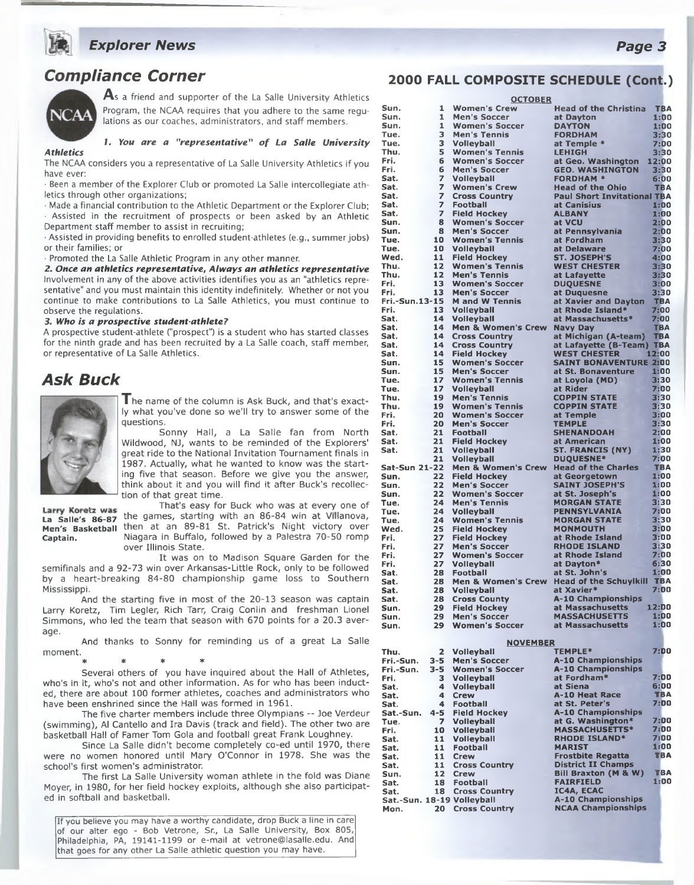## Compliance Corner

As a friend and supporter of the La Salle University Athletics Program, the NCAA requires that you adhere to the same regulations as our coaches, administrators, and staff members.

***1. You are a "representative" of La Salle University Athletics***

The NCAA considers you a representative of La Salle University Athletics if you have ever:

- Been a member of the Explorer Club or promoted La Salle intercollegiate athletics through other organizations;
- Made a financial contribution to the Athletic Department or the Explorer Club;
- Assisted in the recruitment of prospects or been asked by an Athletic Department staff member to assist in recruiting;
- Assisted in providing benefits to enrolled student-athletes (e.g., summer jobs) or their families; or
- Promoted the La Salle Athletic Program in any other manner.

***2. Once an athletics representative, Always an athletics representative***

Involvement in any of the above activities identifies you as an "athletics representative" and you must maintain this identity indefinitely. Whether or not you continue to make contributions to La Salle Athletics, you must continue to observe the regulations.

***3. Who is a prospective student-athlete?***

A prospective student-athlete ("prospect") is a student who has started classes for the ninth grade and has been recruited by a La Salle coach, staff member, or representative of La Salle Athletics.

## Ask Buck

The name of the column is Ask Buck, and that's exactly what you've done so we'll try to answer some of the questions.

Sonny Hall, a La Salle fan from North Wildwood, NJ, wants to be reminded of the Explorers' great ride to the National Invitation Tournament finals in 1987. Actually, what he wanted to know was the starting five that season. Before we give you the answer, think about it and you will find it after Buck's recollection of that great time.

Larry Koretz was La Salle's 86-87 Men's Basketball Captain.

That's easy for Buck who was at every one of the games, starting with an 86-84 win at Villanova, then an 89-81 St. Patrick's Night victory over Niagara in Buffalo, followed by a Palestra 70-50 romp over Illinois State.

It was on to Madison Square Garden for the semifinals and a 92-73 win over Arkansas-Little Rock, only to be followed by a heart-breaking 84-80 championship game loss to Southern Mississippi.

And the starting five in most of the 20-13 season was captain Larry Koretz, Tim Legler, Rich Tarr, Craig Conlin and freshman Lionel Simmons, who led the team that season with 670 points for a 20.3 average.

And thanks to Sonny for reminding us of a great La Salle moment.

\* \* \* \*

Several others of you have inquired about the Hall of Athletes, who's in it, who's not and other information. As for who has been inducted, there are about 100 former athletes, coaches and administrators who have been enshrined since the Hall was formed in 1961.

The five charter members include three Olympians -- Joe Verdeur (swimming), Al Cantello and Ira Davis (track and field). The other two are basketball Hall of Famer Tom Gola and football great Frank Loughney.

Since La Salle didn't become completely co-ed until 1970, there were no women honored until Mary O'Connor in 1978. She was the school's first women's administrator.

The first La Salle University woman athlete in the fold was Diane Moyer, in 1980, for her field hockey exploits, although she also participated in softball and basketball.

If you believe you may have a worthy candidate, drop Buck a line in care of our alter ego - Bob Vetrone, Sr., La Salle University, Box 805, Philadelphia, PA, 19141-1199 or e-mail at vetrone@lasalle.edu. And that goes for any other La Salle athletic question you may have.

## 2000 FALL COMPOSITE SCHEDULE (Cont.)

**OCTOBER**

| Day | Date | Sport | Opponent | Time |
|---|---|---|---|---|
| Sun. | 1 | Women's Crew | Head of the Christina | TBA |
| Sun. | 1 | Men's Soccer | at Dayton | 1:00 |
| Sun. | 1 | Women's Soccer | DAYTON | 1:00 |
| Tue. | 3 | Men's Tennis | FORDHAM | 3:30 |
| Tue. | 3 | Volleyball | at Temple * | 7:00 |
| Thu. | 5 | Women's Tennis | LEHIGH | 3:30 |
| Fri. | 6 | Women's Soccer | at Geo. Washington | 12:00 |
| Fri. | 6 | Men's Soccer | GEO. WASHINGTON | 3:30 |
| Sat. | 7 | Volleyball | FORDHAM * | 6:00 |
| Sat. | 7 | Women's Crew | Head of the Ohio | TBA |
| Sat. | 7 | Cross Country | Paul Short Invitational | TBA |
| Sat. | 7 | Football | at Canisius | 1:00 |
| Sat. | 7 | Field Hockey | ALBANY | 1:00 |
| Sun. | 8 | Women's Soccer | at VCU | 2:00 |
| Sun. | 8 | Men's Soccer | at Pennsylvania | 2:00 |
| Tue. | 10 | Women's Tennis | at Fordham | 3:30 |
| Tue. | 10 | Volleyball | at Delaware | 7:00 |
| Wed. | 11 | Field Hockey | ST. JOSEPH'S | 4:00 |
| Thu. | 12 | Women's Tennis | WEST CHESTER | 3:30 |
| Thu. | 12 | Men's Tennis | at Lafayette | 3:30 |
| Fri. | 13 | Women's Soccer | DUQUESNE | 3:00 |
| Fri. | 13 | Men's Soccer | at Duquesne | 3:30 |
| Fri.-Sun. | 13-15 | M and W Tennis | at Xavier and Dayton | TBA |
| Fri. | 13 | Volleyball | at Rhode Island* | 7:00 |
| Sat. | 14 | Volleyball | at Massachusetts* | 7:00 |
| Sat. | 14 | Men & Women's Crew | Navy Day | TBA |
| Sat. | 14 | Cross Country | at Michigan (A-team) | TBA |
| Sat. | 14 | Cross Country | at Lafayette (B-Team) | TBA |
| Sat. | 14 | Field Hockey | WEST CHESTER | 12:00 |
| Sun. | 15 | Women's Soccer | SAINT BONAVENTURE | 2:00 |
| Sun. | 15 | Men's Soccer | at St. Bonaventure | 1:00 |
| Tue. | 17 | Women's Tennis | at Loyola (MD) | 3:30 |
| Tue. | 17 | Volleyball | at Rider | 7:00 |
| Thu. | 19 | Men's Tennis | COPPIN STATE | 3:30 |
| Thu. | 19 | Women's Tennis | COPPIN STATE | 3:30 |
| Fri. | 20 | Women's Soccer | at Temple | 3:00 |
| Fri. | 20 | Men's Soccer | TEMPLE | 3:30 |
| Sat. | 21 | Football | SHENANDOAH | 2:00 |
| Sat. | 21 | Field Hockey | at American | 1:00 |
| Sat. | 21 | Volleyball | ST. FRANCIS (NY) | 1:30 |
| | 21 | Volleyball | DUQUESNE* | 7:00 |
| Sat-Sun | 21-22 | Men & Women's Crew | Head of the Charles | TBA |
| Sun. | 22 | Field Hockey | at Georgetown | 1:00 |
| Sun. | 22 | Men's Soccer | SAINT JOSEPH'S | 1:00 |
| Sun. | 22 | Women's Soccer | at St. Joseph's | 1:00 |
| Tue. | 24 | Men's Tennis | MORGAN STATE | 3:30 |
| Tue. | 24 | Volleyball | PENNSYLVANIA | 7:00 |
| Tue. | 24 | Women's Tennis | MORGAN STATE | 3:30 |
| Wed. | 25 | Field Hockey | MONMOUTH | 3:00 |
| Fri. | 27 | Field Hockey | at Rhode Island | 3:00 |
| Fri. | 27 | Men's Soccer | RHODE ISLAND | 3:30 |
| Fri. | 27 | Women's Soccer | at Rhode Island | 7:00 |
| Fri. | 27 | Volleyball | at Dayton* | 6:30 |
| Sat. | 28 | Football | at St. John's | 1:00 |
| Sat. | 28 | Men & Women's Crew | Head of the Schuylkill | TBA |
| Sat. | 28 | Volleyball | at Xavier* | 7:00 |
| Sat. | 28 | Cross County | A-10 Championships | |
| Sun. | 29 | Field Hockey | at Massachusetts | 12:00 |
| Sun. | 29 | Men's Soccer | MASSACHUSETTS | 1:00 |
| Sun. | 29 | Women's Soccer | at Massachusetts | 1:00 |

**NOVEMBER**

| Day | Date | Sport | Opponent | Time |
|---|---|---|---|---|
| Thu. | 2 | Volleyball | TEMPLE* | 7:00 |
| Fri.-Sun. | 3-5 | Men's Soccer | A-10 Championships | |
| Fri.-Sun. | 3-5 | Women's Soccer | A-10 Championships | |
| Fri. | 3 | Volleyball | at Fordham* | 7:00 |
| Sat. | 4 | Volleyball | at Siena | 6:00 |
| Sat. | 4 | Crew | A-10 Heat Race | TBA |
| Sat. | 4 | Football | at St. Peter's | 7:00 |
| Sat.-Sun. | 4-5 | Field Hockey | A-10 Championships | |
| Tue. | 7 | Volleyball | at G. Washington* | 7:00 |
| Fri. | 10 | Volleyball | MASSACHUSETTS* | 7:00 |
| Sat. | 11 | Volleyball | RHODE ISLAND* | 7:00 |
| Sat. | 11 | Football | MARIST | 1:00 |
| Sat. | 11 | Crew | Frostbite Regatta | TBA |
| Sat. | 11 | Cross Country | District II Champs | |
| Sun. | 12 | Crew | Bill Braxton (M & W) | TBA |
| Sat. | 18 | Football | FAIRFIELD | 1:00 |
| Sat. | 18 | Cross Country | IC4A, ECAC | |
| Sat.-Sun. | 18-19 | Volleyball | A-10 Championships | |
| Mon. | 20 | Cross Country | NCAA Championships | |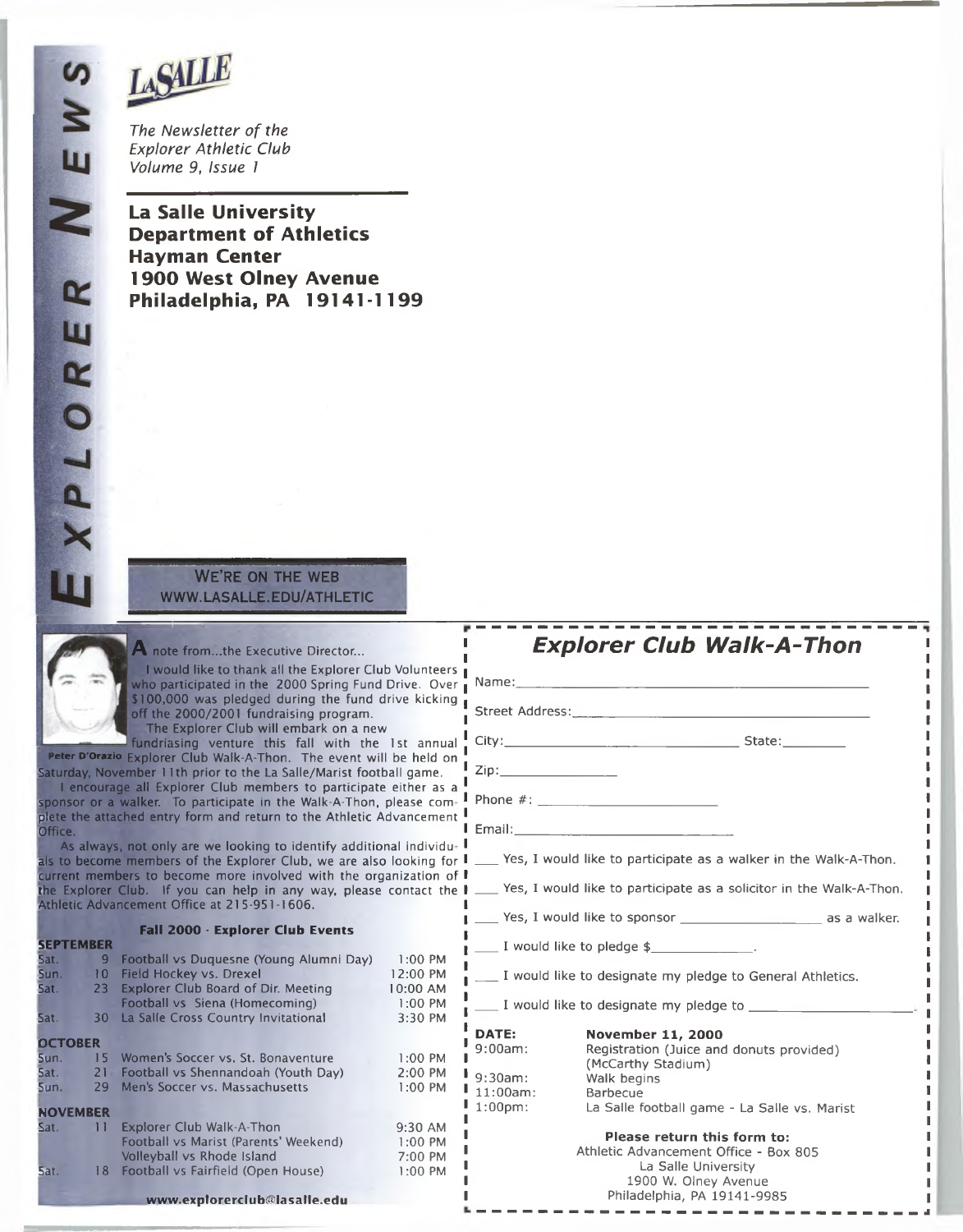# EXPLORER NEWS

LaSALLE

*The Newsletter of the Explorer Athletic Club*
*Volume 9, Issue 1*

**La Salle University**
**Department of Athletics**
**Hayman Center**
**1900 West Olney Avenue**
**Philadelphia, PA 19141-1199**

WE'RE ON THE WEB
WWW.LASALLE.EDU/ATHLETIC

**A** note from...the Executive Director...

Peter D'Orazio

I would like to thank all the Explorer Club Volunteers who participated in the 2000 Spring Fund Drive. Over $100,000 was pledged during the fund drive kicking off the 2000/2001 fundraising program.

The Explorer Club will embark on a new fundriasing venture this fall with the 1st annual Explorer Club Walk-A-Thon. The event will be held on Saturday, November 11th prior to the La Salle/Marist football game.

I encourage all Explorer Club members to participate either as a sponsor or a walker. To participate in the Walk-A-Thon, please complete the attached entry form and return to the Athletic Advancement Office.

As always, not only are we looking to identify additional individuals to become members of the Explorer Club, we are also looking for current members to become more involved with the organization of the Explorer Club. If you can help in any way, please contact the Athletic Advancement Office at 215-951-1606.

### Fall 2000 - Explorer Club Events

| | | | |
|---|---|---|---|
| **SEPTEMBER** | | | |
| Sat. | 9 | Football vs Duquesne (Young Alumni Day) | 1:00 PM |
| Sun. | 10 | Field Hockey vs. Drexel | 12:00 PM |
| Sat. | 23 | Explorer Club Board of Dir. Meeting | 10:00 AM |
| | | Football vs Siena (Homecoming) | 1:00 PM |
| Sat. | 30 | La Salle Cross Country Invitational | 3:30 PM |
| **OCTOBER** | | | |
| Sun. | 15 | Women's Soccer vs. St. Bonaventure | 1:00 PM |
| Sat. | 21 | Football vs Shennandoah (Youth Day) | 2:00 PM |
| Sun. | 29 | Men's Soccer vs. Massachusetts | 1:00 PM |
| **NOVEMBER** | | | |
| Sat. | 11 | Explorer Club Walk-A-Thon | 9:30 AM |
| | | Football vs Marist (Parents' Weekend) | 1:00 PM |
| | | Volleyball vs Rhode Island | 7:00 PM |
| Sat. | 18 | Football vs Fairfield (Open House) | 1:00 PM |

**www.explorerclub@lasalle.edu**

## *Explorer Club Walk-A-Thon*

Name:____________________________________________

Street Address:____________________________________

City:______________________________ State:_________

Zip:_______________

Phone #: _______________________

Email:___________________________

___ Yes, I would like to participate as a walker in the Walk-A-Thon.

___ Yes, I would like to participate as a solicitor in the Walk-A-Thon.

___ Yes, I would like to sponsor ________________ as a walker.

___ I would like to pledge $_____________.

___ I would like to designate my pledge to General Athletics.

___ I would like to designate my pledge to ___________________.

| | |
|---|---|
| **DATE:** | **November 11, 2000** |
| 9:00am: | Registration (Juice and donuts provided) (McCarthy Stadium) |
| 9:30am: | Walk begins |
| 11:00am: | Barbecue |
| 1:00pm: | La Salle football game - La Salle vs. Marist |

**Please return this form to:**
Athletic Advancement Office - Box 805
La Salle University
1900 W. Olney Avenue
Philadelphia, PA 19141-9985